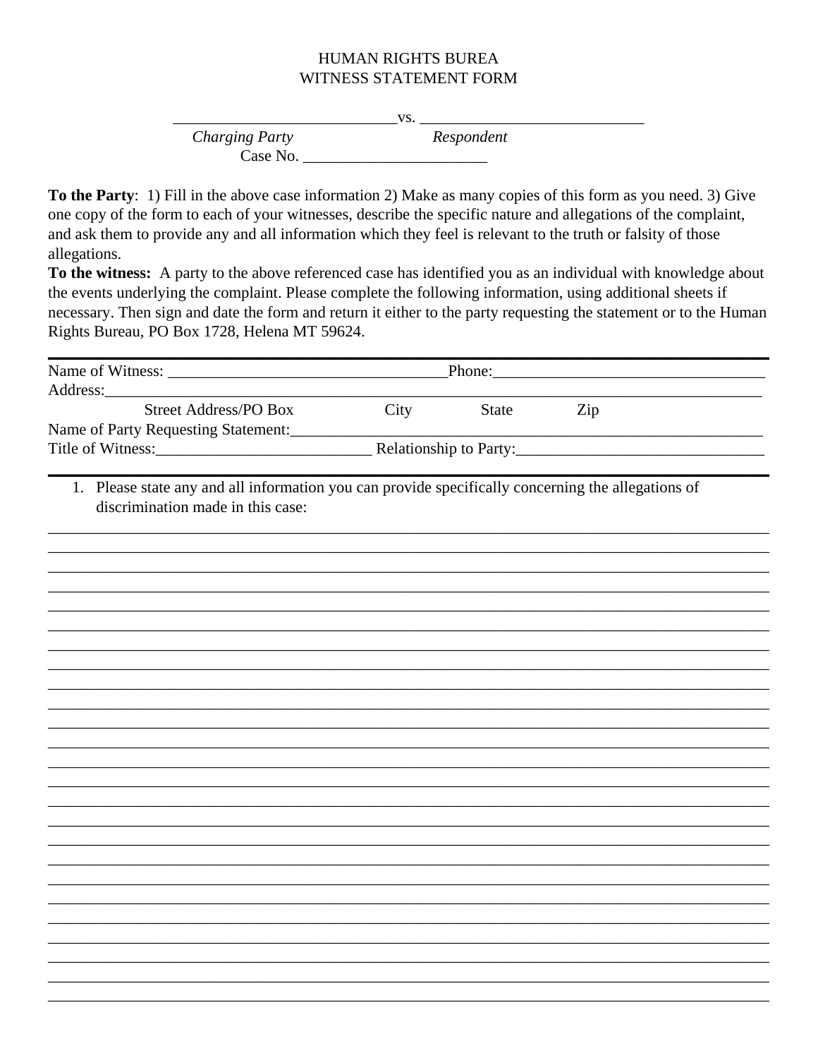# HUMAN RIGHTS BUREA
## WITNESS STATEMENT FORM

____________________________vs. ____________________________
*Charging Party* *Respondent*
Case No. _______________________

**To the Party**: 1) Fill in the above case information 2) Make as many copies of this form as you need. 3) Give one copy of the form to each of your witnesses, describe the specific nature and allegations of the complaint, and ask them to provide any and all information which they feel is relevant to the truth or falsity of those allegations.

**To the witness:** A party to the above referenced case has identified you as an individual with knowledge about the events underlying the complaint. Please complete the following information, using additional sheets if necessary. Then sign and date the form and return it either to the party requesting the statement or to the Human Rights Bureau, PO Box 1728, Helena MT 59624.

---

Name of Witness: ___________________________________Phone:__________________________________

Address:_____________________________________________________________________________

Street Address/PO Box City State Zip

Name of Party Requesting Statement:__________________________________________________________

Title of Witness:___________________________ Relationship to Party:______________________________

---

1. Please state any and all information you can provide specifically concerning the allegations of discrimination made in this case:

______________________________________________________________________________________
______________________________________________________________________________________
______________________________________________________________________________________
______________________________________________________________________________________
______________________________________________________________________________________
______________________________________________________________________________________
______________________________________________________________________________________
______________________________________________________________________________________
______________________________________________________________________________________
______________________________________________________________________________________
______________________________________________________________________________________
______________________________________________________________________________________
______________________________________________________________________________________
______________________________________________________________________________________
______________________________________________________________________________________
______________________________________________________________________________________
______________________________________________________________________________________
______________________________________________________________________________________
______________________________________________________________________________________
______________________________________________________________________________________
______________________________________________________________________________________
______________________________________________________________________________________
______________________________________________________________________________________
______________________________________________________________________________________
______________________________________________________________________________________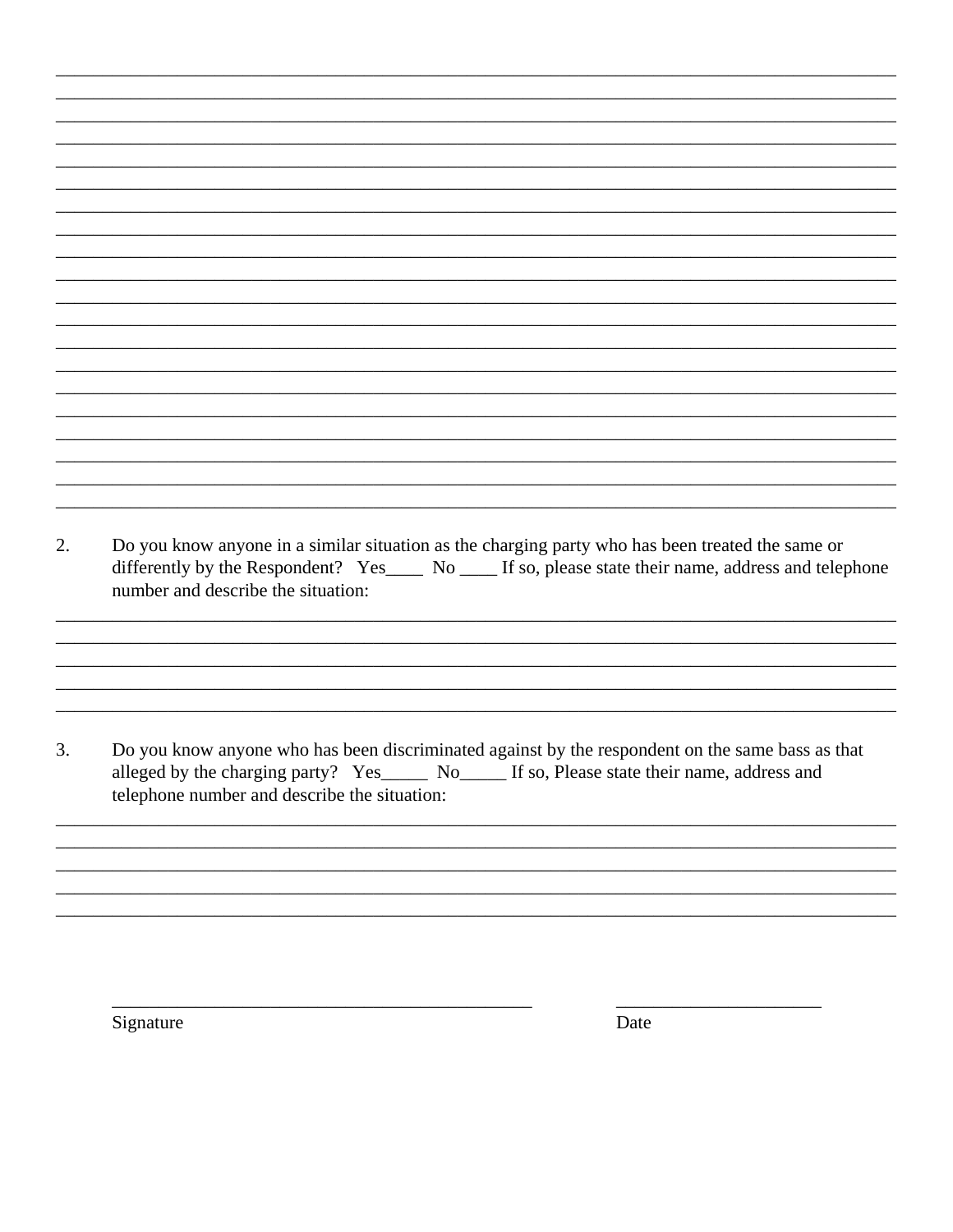______________________________________________________________________________
______________________________________________________________________________
______________________________________________________________________________
______________________________________________________________________________
______________________________________________________________________________
______________________________________________________________________________
______________________________________________________________________________
______________________________________________________________________________
______________________________________________________________________________
______________________________________________________________________________
______________________________________________________________________________
______________________________________________________________________________
______________________________________________________________________________
______________________________________________________________________________
______________________________________________________________________________
______________________________________________________________________________
______________________________________________________________________________
______________________________________________________________________________
______________________________________________________________________________
______________________________________________________________________________

2. Do you know anyone in a similar situation as the charging party who has been treated the same or differently by the Respondent? Yes____ No ____ If so, please state their name, address and telephone number and describe the situation:

______________________________________________________________________________
______________________________________________________________________________
______________________________________________________________________________
______________________________________________________________________________
______________________________________________________________________________

3. Do you know anyone who has been discriminated against by the respondent on the same bass as that alleged by the charging party? Yes_____ No_____ If so, Please state their name, address and telephone number and describe the situation:

______________________________________________________________________________
______________________________________________________________________________
______________________________________________________________________________
______________________________________________________________________________
______________________________________________________________________________

_______________________________________________ _______________________

Signature Date